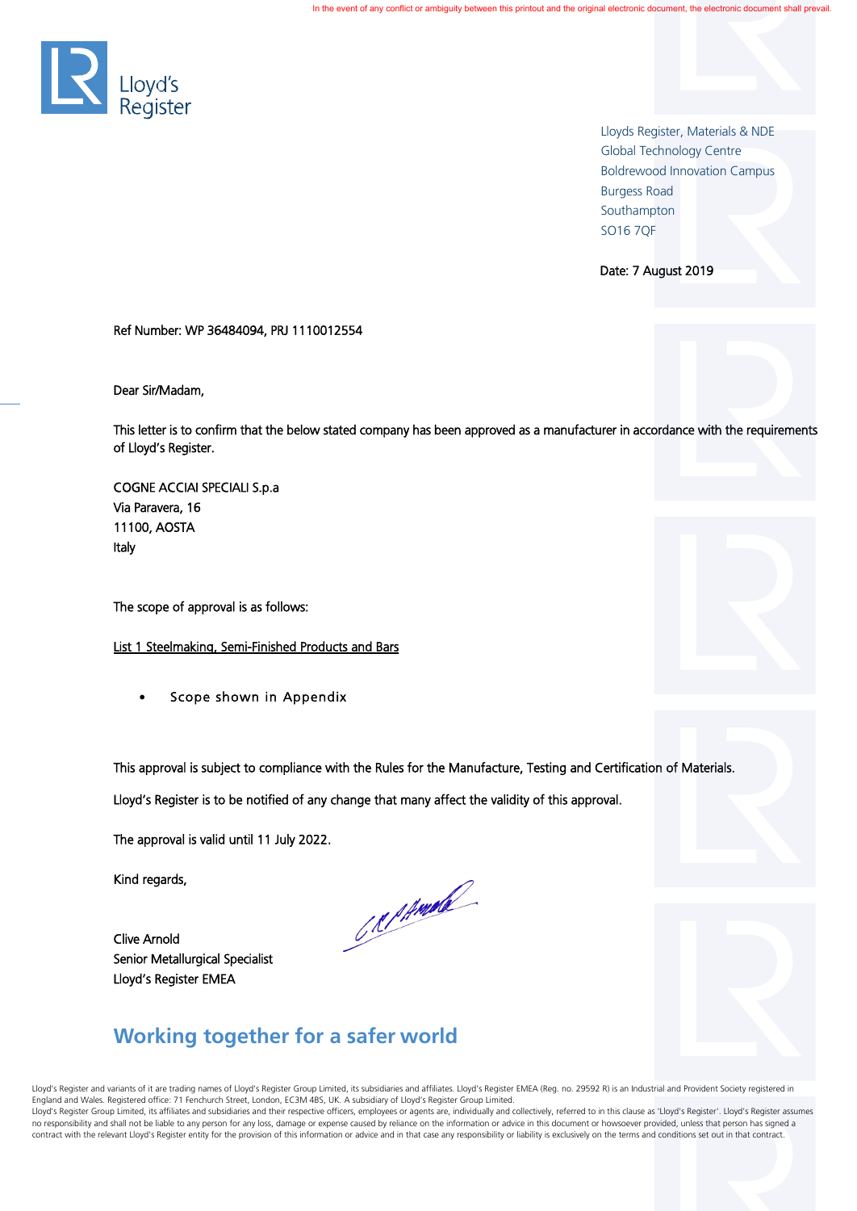In the event of any conflict or ambiguity between this printout and the original electronic document, the electronic document shall prevail.

Lloyd's Register

Lloyds Register, Materials & NDE
Global Technology Centre
Boldrewood Innovation Campus
Burgess Road
Southampton
SO16 7QF

Date: 7 August 2019

Ref Number: WP 36484094, PRJ 1110012554

Dear Sir/Madam,

This letter is to confirm that the below stated company has been approved as a manufacturer in accordance with the requirements of Lloyd's Register.

COGNE ACCIAI SPECIALI S.p.a
Via Paravera, 16
11100, AOSTA
Italy

The scope of approval is as follows:

<u>List 1 Steelmaking, Semi-Finished Products and Bars</u>

- Scope shown in Appendix

This approval is subject to compliance with the Rules for the Manufacture, Testing and Certification of Materials.

Lloyd's Register is to be notified of any change that many affect the validity of this approval.

The approval is valid until 11 July 2022.

Kind regards,

Clive Arnold
Senior Metallurgical Specialist
Lloyd's Register EMEA

## Working together for a safer world

Lloyd's Register and variants of it are trading names of Lloyd's Register Group Limited, its subsidiaries and affiliates. Lloyd's Register EMEA (Reg. no. 29592 R) is an Industrial and Provident Society registered in England and Wales. Registered office: 71 Fenchurch Street, London, EC3M 4BS, UK. A subsidiary of Lloyd's Register Group Limited.
Lloyd's Register Group Limited, its affiliates and subsidiaries and their respective officers, employees or agents are, individually and collectively, referred to in this clause as 'Lloyd's Register'. Lloyd's Register assumes no responsibility and shall not be liable to any person for any loss, damage or expense caused by reliance on the information or advice in this document or howsoever provided, unless that person has signed a contract with the relevant Lloyd's Register entity for the provision of this information or advice and in that case any responsibility or liability is exclusively on the terms and conditions set out in that contract.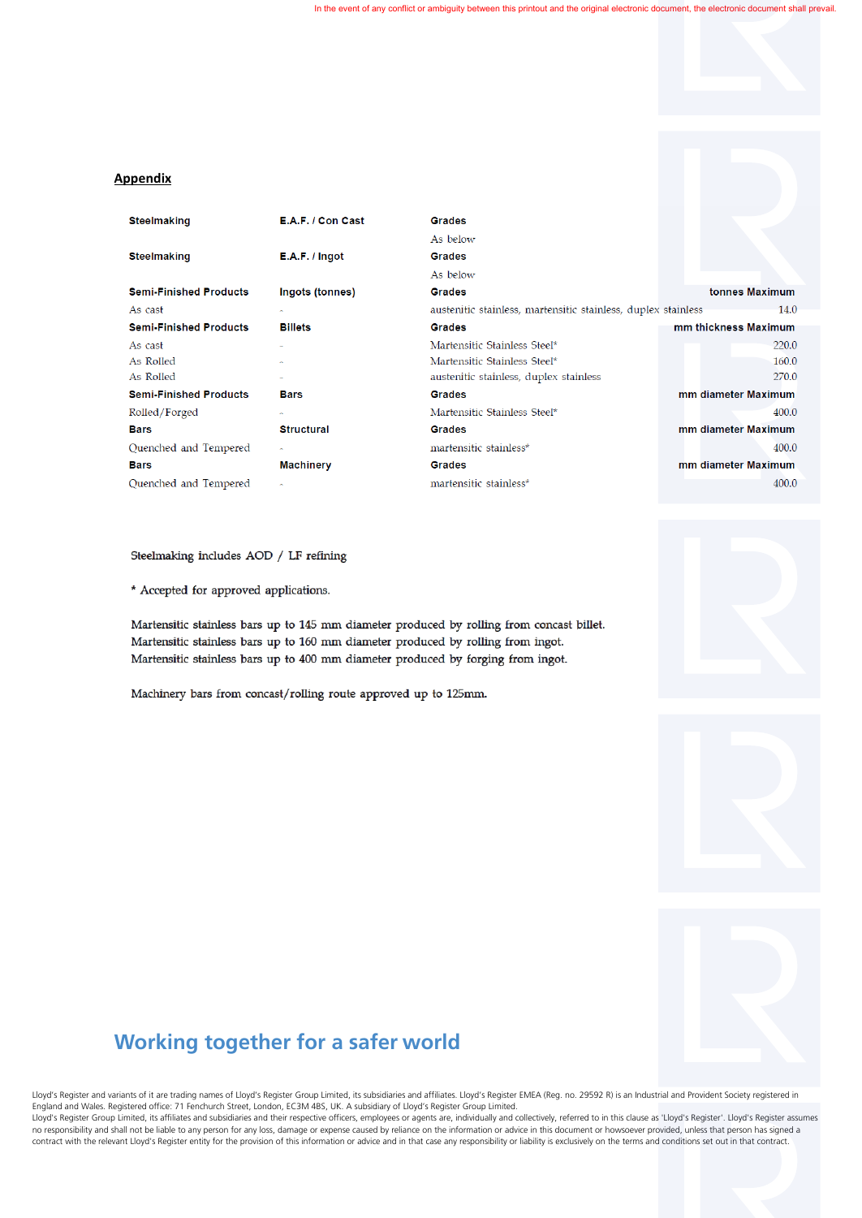## Appendix

| | | | |
|---|---|---|---|
| **Steelmaking** | **E.A.F. / Con Cast** | **Grades** | |
| | | As below | |
| **Steelmaking** | **E.A.F. / Ingot** | **Grades** | |
| | | As below | |
| **Semi-Finished Products** | **Ingots (tonnes)** | **Grades** | **tonnes Maximum** |
| As cast | - | austenitic stainless, martensitic stainless, duplex stainless | 14.0 |
| **Semi-Finished Products** | **Billets** | **Grades** | **mm thickness Maximum** |
| As cast | - | Martensitic Stainless Steel* | 220.0 |
| As Rolled | - | Martensitic Stainless Steel* | 160.0 |
| As Rolled | - | austenitic stainless, duplex stainless | 270.0 |
| **Semi-Finished Products** | **Bars** | **Grades** | **mm diameter Maximum** |
| Rolled/Forged | - | Martensitic Stainless Steel* | 400.0 |
| **Bars** | **Structural** | **Grades** | **mm diameter Maximum** |
| Quenched and Tempered | - | martensitic stainless* | 400.0 |
| **Bars** | **Machinery** | **Grades** | **mm diameter Maximum** |
| Quenched and Tempered | - | martensitic stainless* | 400.0 |

Steelmaking includes AOD / LF refining

* Accepted for approved applications.

Martensitic stainless bars up to 145 mm diameter produced by rolling from concast billet.
Martensitic stainless bars up to 160 mm diameter produced by rolling from ingot.
Martensitic stainless bars up to 400 mm diameter produced by forging from ingot.

Machinery bars from concast/rolling route approved up to 125mm.

## Working together for a safer world

Lloyd's Register and variants of it are trading names of Lloyd's Register Group Limited, its subsidiaries and affiliates. Lloyd's Register EMEA (Reg. no. 29592 R) is an Industrial and Provident Society registered in England and Wales. Registered office: 71 Fenchurch Street, London, EC3M 4BS, UK. A subsidiary of Lloyd's Register Group Limited.
Lloyd's Register Group Limited, its affiliates and subsidiaries and their respective officers, employees or agents are, individually and collectively, referred to in this clause as 'Lloyd's Register'. Lloyd's Register assumes no responsibility and shall not be liable to any person for any loss, damage or expense caused by reliance on the information or advice in this document or howsoever provided, unless that person has signed a contract with the relevant Lloyd's Register entity for the provision of this information or advice and in that case any responsibility or liability is exclusively on the terms and conditions set out in that contract.